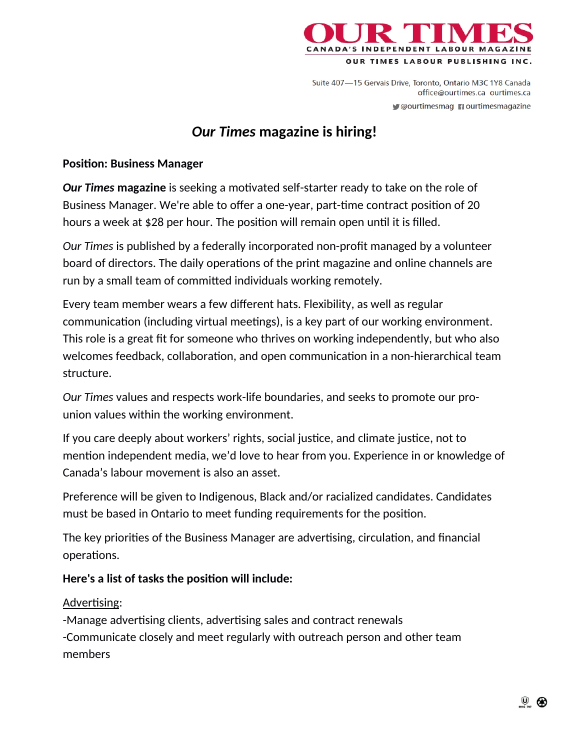**OUR TIMES**
CANADA'S INDEPENDENT LABOUR MAGAZINE
OUR TIMES LABOUR PUBLISHING INC.

Suite 407—15 Gervais Drive, Toronto, Ontario M3C 1Y8 Canada
office@ourtimes.ca ourtimes.ca
@ourtimesmag ourtimesmagazine

# *Our Times* magazine is hiring!

**Position: Business Manager**

***Our Times* magazine** is seeking a motivated self-starter ready to take on the role of Business Manager. We're able to offer a one-year, part-time contract position of 20 hours a week at $28 per hour. The position will remain open until it is filled.

*Our Times* is published by a federally incorporated non-profit managed by a volunteer board of directors. The daily operations of the print magazine and online channels are run by a small team of committed individuals working remotely.

Every team member wears a few different hats. Flexibility, as well as regular communication (including virtual meetings), is a key part of our working environment. This role is a great fit for someone who thrives on working independently, but who also welcomes feedback, collaboration, and open communication in a non-hierarchical team structure.

*Our Times* values and respects work-life boundaries, and seeks to promote our pro-union values within the working environment.

If you care deeply about workers' rights, social justice, and climate justice, not to mention independent media, we'd love to hear from you. Experience in or knowledge of Canada's labour movement is also an asset.

Preference will be given to Indigenous, Black and/or racialized candidates. Candidates must be based in Ontario to meet funding requirements for the position.

The key priorities of the Business Manager are advertising, circulation, and financial operations.

**Here's a list of tasks the position will include:**

<u>Advertising</u>:
-Manage advertising clients, advertising sales and contract renewals
-Communicate closely and meet regularly with outreach person and other team members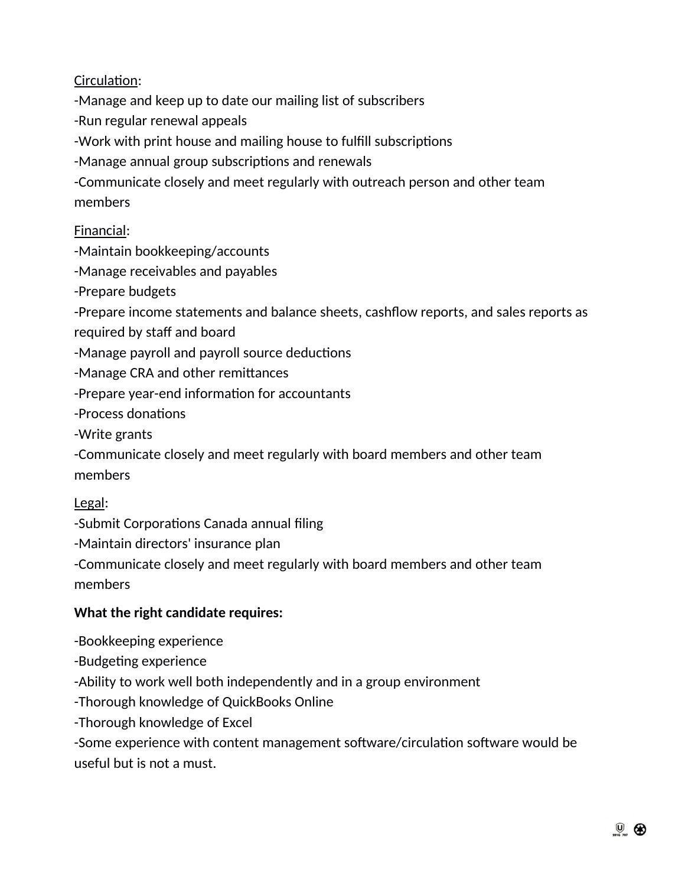<u>Circulation</u>:

-Manage and keep up to date our mailing list of subscribers
-Run regular renewal appeals
-Work with print house and mailing house to fulfill subscriptions
-Manage annual group subscriptions and renewals
-Communicate closely and meet regularly with outreach person and other team members

<u>Financial</u>:

-Maintain bookkeeping/accounts
-Manage receivables and payables
-Prepare budgets
-Prepare income statements and balance sheets, cashflow reports, and sales reports as required by staff and board
-Manage payroll and payroll source deductions
-Manage CRA and other remittances
-Prepare year-end information for accountants
-Process donations
-Write grants
-Communicate closely and meet regularly with board members and other team members

<u>Legal</u>:

-Submit Corporations Canada annual filing
-Maintain directors' insurance plan
-Communicate closely and meet regularly with board members and other team members

**What the right candidate requires:**

-Bookkeeping experience
-Budgeting experience
-Ability to work well both independently and in a group environment
-Thorough knowledge of QuickBooks Online
-Thorough knowledge of Excel
-Some experience with content management software/circulation software would be useful but is not a must.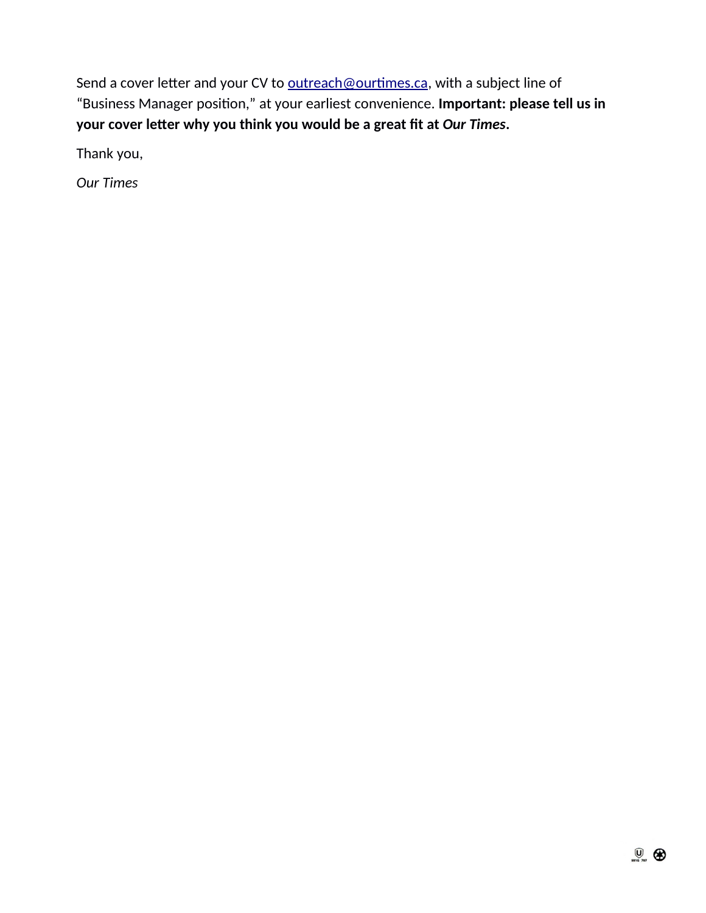Send a cover letter and your CV to outreach@ourtimes.ca, with a subject line of "Business Manager position," at your earliest convenience. **Important: please tell us in your cover letter why you think you would be a great fit at *Our Times*.**

Thank you,

*Our Times*